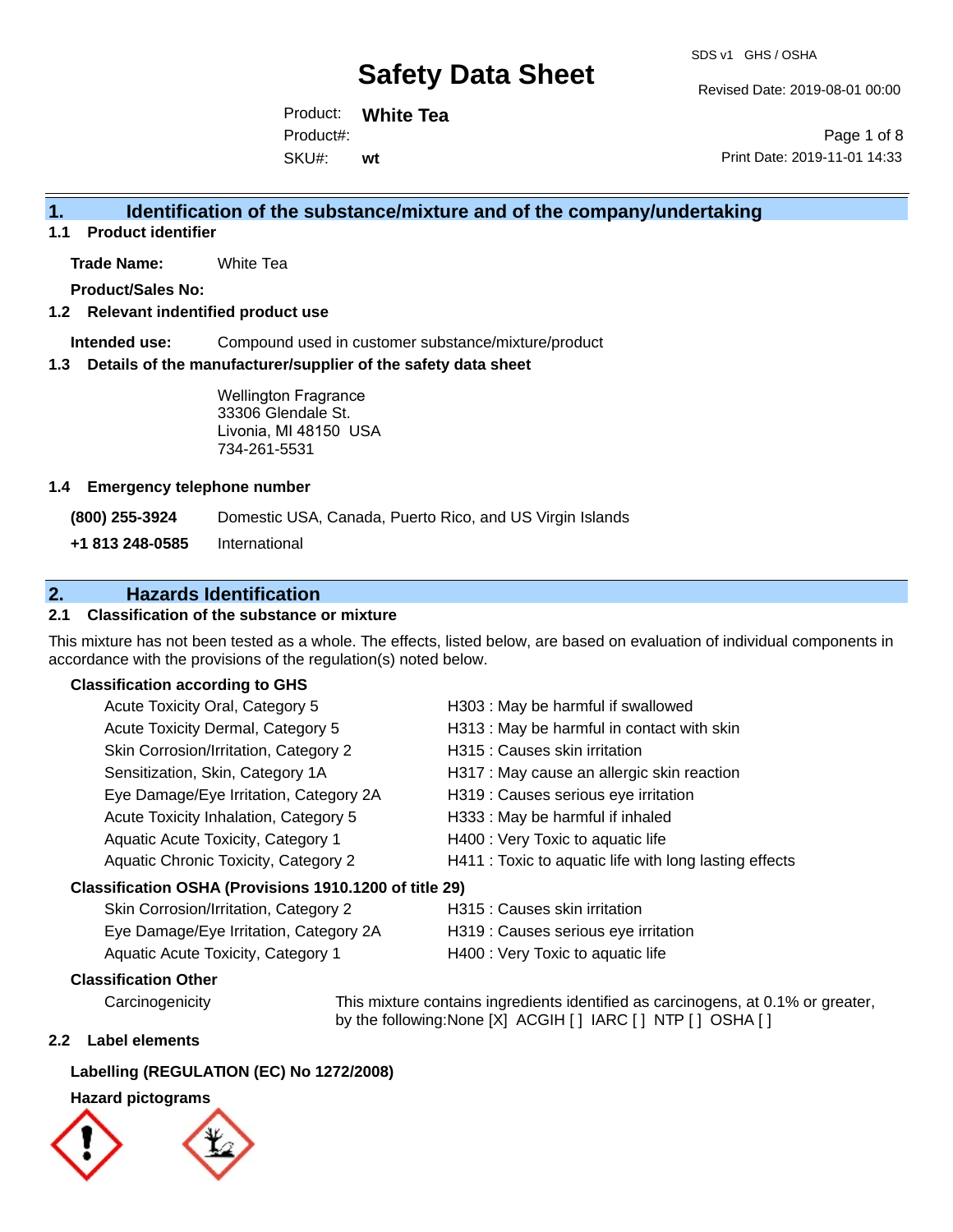# Safety Data Sheet

SDS v1 GHS / OSHA

Revised Date: 2019-08-01 00:00

Product: **White Tea**
Product#:
SKU#: **wt**

Print Date: 2019-11-01 14:33

## 1. Identification of the substance/mixture and of the company/undertaking

### 1.1 Product identifier

**Trade Name:** White Tea

**Product/Sales No:**

### 1.2 Relevant indentified product use

**Intended use:** Compound used in customer substance/mixture/product

### 1.3 Details of the manufacturer/supplier of the safety data sheet

Wellington Fragrance
33306 Glendale St.
Livonia, MI 48150 USA
734-261-5531

### 1.4 Emergency telephone number

**(800) 255-3924** Domestic USA, Canada, Puerto Rico, and US Virgin Islands

**+1 813 248-0585** International

## 2. Hazards Identification

### 2.1 Classification of the substance or mixture

This mixture has not been tested as a whole. The effects, listed below, are based on evaluation of individual components in accordance with the provisions of the regulation(s) noted below.

**Classification according to GHS**

| | |
|---|---|
| Acute Toxicity Oral, Category 5 | H303 : May be harmful if swallowed |
| Acute Toxicity Dermal, Category 5 | H313 : May be harmful in contact with skin |
| Skin Corrosion/Irritation, Category 2 | H315 : Causes skin irritation |
| Sensitization, Skin, Category 1A | H317 : May cause an allergic skin reaction |
| Eye Damage/Eye Irritation, Category 2A | H319 : Causes serious eye irritation |
| Acute Toxicity Inhalation, Category 5 | H333 : May be harmful if inhaled |
| Aquatic Acute Toxicity, Category 1 | H400 : Very Toxic to aquatic life |
| Aquatic Chronic Toxicity, Category 2 | H411 : Toxic to aquatic life with long lasting effects |

**Classification OSHA (Provisions 1910.1200 of title 29)**

| | |
|---|---|
| Skin Corrosion/Irritation, Category 2 | H315 : Causes skin irritation |
| Eye Damage/Eye Irritation, Category 2A | H319 : Causes serious eye irritation |
| Aquatic Acute Toxicity, Category 1 | H400 : Very Toxic to aquatic life |

**Classification Other**

Carcinogenicity: This mixture contains ingredients identified as carcinogens, at 0.1% or greater, by the following:None [X] ACGIH [ ] IARC [ ] NTP [ ] OSHA [ ]

### 2.2 Label elements

**Labelling (REGULATION (EC) No 1272/2008)**

**Hazard pictograms**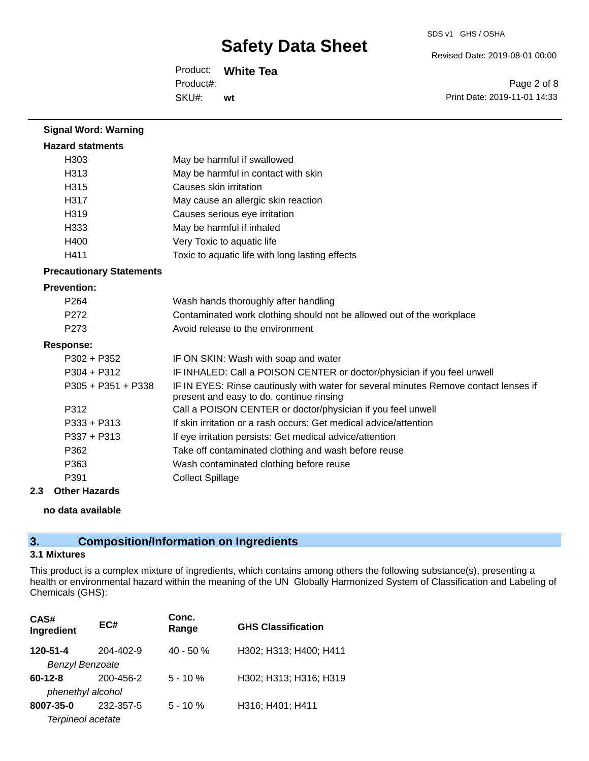**Signal Word: Warning**

**Hazard statments**

| | |
|---|---|
| H303 | May be harmful if swallowed |
| H313 | May be harmful in contact with skin |
| H315 | Causes skin irritation |
| H317 | May cause an allergic skin reaction |
| H319 | Causes serious eye irritation |
| H333 | May be harmful if inhaled |
| H400 | Very Toxic to aquatic life |
| H411 | Toxic to aquatic life with long lasting effects |

**Precautionary Statements**

**Prevention:**

| | |
|---|---|
| P264 | Wash hands thoroughly after handling |
| P272 | Contaminated work clothing should not be allowed out of the workplace |
| P273 | Avoid release to the environment |

**Response:**

| | |
|---|---|
| P302 + P352 | IF ON SKIN: Wash with soap and water |
| P304 + P312 | IF INHALED: Call a POISON CENTER or doctor/physician if you feel unwell |
| P305 + P351 + P338 | IF IN EYES: Rinse cautiously with water for several minutes Remove contact lenses if present and easy to do. continue rinsing |
| P312 | Call a POISON CENTER or doctor/physician if you feel unwell |
| P333 + P313 | If skin irritation or a rash occurs: Get medical advice/attention |
| P337 + P313 | If eye irritation persists: Get medical advice/attention |
| P362 | Take off contaminated clothing and wash before reuse |
| P363 | Wash contaminated clothing before reuse |
| P391 | Collect Spillage |

### 2.3 Other Hazards

**no data available**

## 3. Composition/Information on Ingredients

### 3.1 Mixtures

This product is a complex mixture of ingredients, which contains among others the following substance(s), presenting a health or environmental hazard within the meaning of the UN Globally Harmonized System of Classification and Labeling of Chemicals (GHS):

| CAS# Ingredient | EC# | Conc. Range | GHS Classification |
|---|---|---|---|
| **120-51-4** *Benzyl Benzoate* | 204-402-9 | 40 - 50 % | H302; H313; H400; H411 |
| **60-12-8** *phenethyl alcohol* | 200-456-2 | 5 - 10 % | H302; H313; H316; H319 |
| **8007-35-0** *Terpineol acetate* | 232-357-5 | 5 - 10 % | H316; H401; H411 |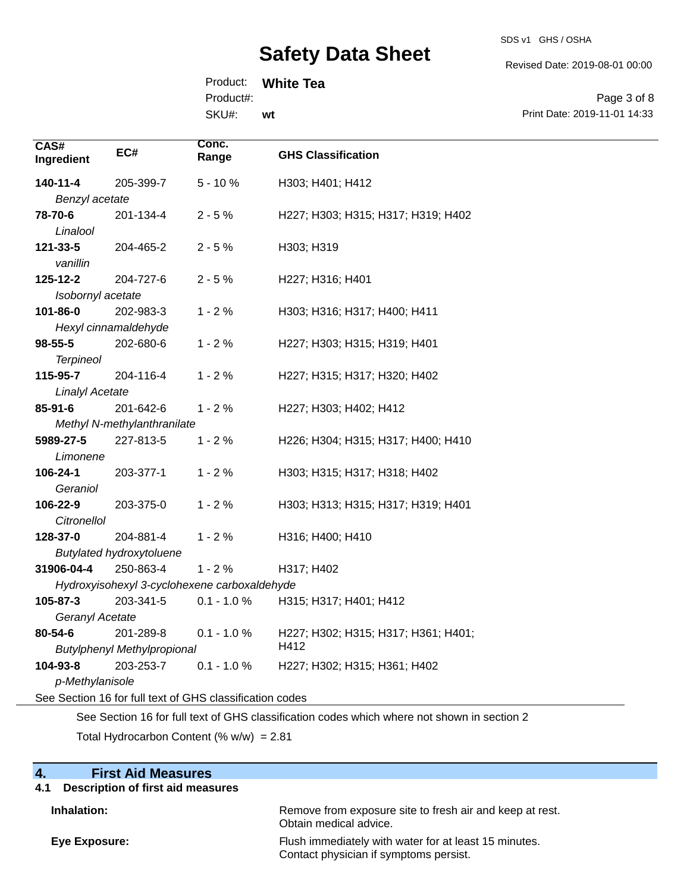| CAS# Ingredient | EC# | Conc. Range | GHS Classification |
|---|---|---|---|
| **140-11-4** *Benzyl acetate* | 205-399-7 | 5 - 10 % | H303; H401; H412 |
| **78-70-6** *Linalool* | 201-134-4 | 2 - 5 % | H227; H303; H315; H317; H319; H402 |
| **121-33-5** *vanillin* | 204-465-2 | 2 - 5 % | H303; H319 |
| **125-12-2** *Isobornyl acetate* | 204-727-6 | 2 - 5 % | H227; H316; H401 |
| **101-86-0** *Hexyl cinnamaldehyde* | 202-983-3 | 1 - 2 % | H303; H316; H317; H400; H411 |
| **98-55-5** *Terpineol* | 202-680-6 | 1 - 2 % | H227; H303; H315; H319; H401 |
| **115-95-7** *Linalyl Acetate* | 204-116-4 | 1 - 2 % | H227; H315; H317; H320; H402 |
| **85-91-6** *Methyl N-methylanthranilate* | 201-642-6 | 1 - 2 % | H227; H303; H402; H412 |
| **5989-27-5** *Limonene* | 227-813-5 | 1 - 2 % | H226; H304; H315; H317; H400; H410 |
| **106-24-1** *Geraniol* | 203-377-1 | 1 - 2 % | H303; H315; H317; H318; H402 |
| **106-22-9** *Citronellol* | 203-375-0 | 1 - 2 % | H303; H313; H315; H317; H319; H401 |
| **128-37-0** *Butylated hydroxytoluene* | 204-881-4 | 1 - 2 % | H316; H400; H410 |
| **31906-04-4** *Hydroxyisohexyl 3-cyclohexene carboxaldehyde* | 250-863-4 | 1 - 2 % | H317; H402 |
| **105-87-3** *Geranyl Acetate* | 203-341-5 | 0.1 - 1.0 % | H315; H317; H401; H412 |
| **80-54-6** *Butylphenyl Methylpropional* | 201-289-8 | 0.1 - 1.0 % | H227; H302; H315; H317; H361; H401; H412 |
| **104-93-8** *p-Methylanisole* | 203-253-7 | 0.1 - 1.0 % | H227; H302; H315; H361; H402 |

See Section 16 for full text of GHS classification codes

See Section 16 for full text of GHS classification codes which where not shown in section 2

Total Hydrocarbon Content (% w/w) = 2.81

## 4. First Aid Measures

### 4.1 Description of first aid measures

**Inhalation:** Remove from exposure site to fresh air and keep at rest. Obtain medical advice.

**Eye Exposure:** Flush immediately with water for at least 15 minutes. Contact physician if symptoms persist.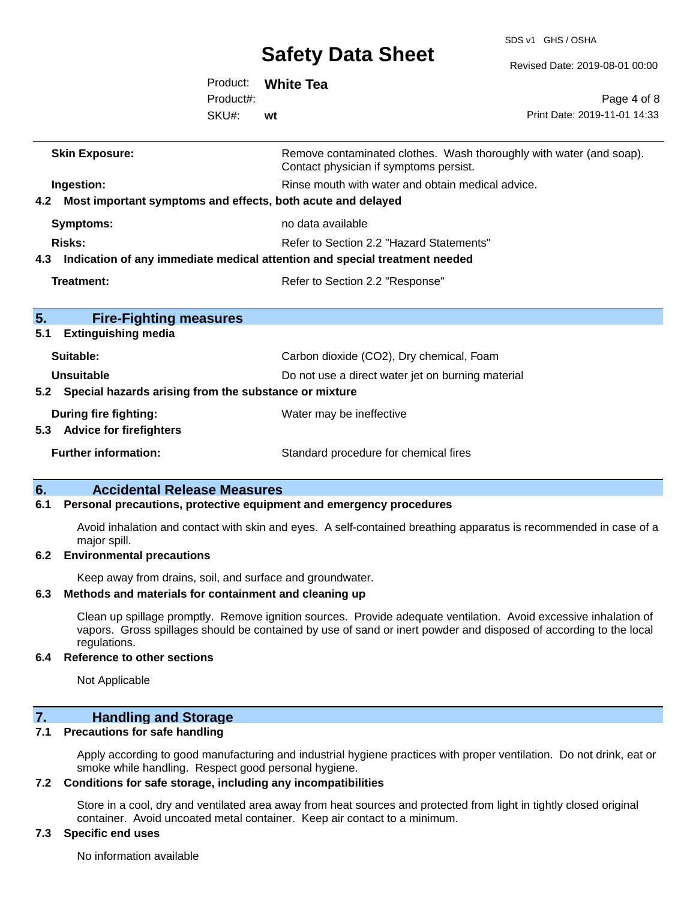| | |
|---|---|
| **Skin Exposure:** | Remove contaminated clothes. Wash thoroughly with water (and soap). Contact physician if symptoms persist. |
| **Ingestion:** | Rinse mouth with water and obtain medical advice. |

### 4.2 Most important symptoms and effects, both acute and delayed

| | |
|---|---|
| **Symptoms:** | no data available |
| **Risks:** | Refer to Section 2.2 "Hazard Statements" |

### 4.3 Indication of any immediate medical attention and special treatment needed

| | |
|---|---|
| **Treatment:** | Refer to Section 2.2 "Response" |

## 5. Fire-Fighting measures

### 5.1 Extinguishing media

| | |
|---|---|
| **Suitable:** | Carbon dioxide ($CO_2$), Dry chemical, Foam |
| **Unsuitable** | Do not use a direct water jet on burning material |

### 5.2 Special hazards arising from the substance or mixture

| | |
|---|---|
| **During fire fighting:** | Water may be ineffective |

### 5.3 Advice for firefighters

| | |
|---|---|
| **Further information:** | Standard procedure for chemical fires |

## 6. Accidental Release Measures

### 6.1 Personal precautions, protective equipment and emergency procedures

Avoid inhalation and contact with skin and eyes. A self-contained breathing apparatus is recommended in case of a major spill.

### 6.2 Environmental precautions

Keep away from drains, soil, and surface and groundwater.

### 6.3 Methods and materials for containment and cleaning up

Clean up spillage promptly. Remove ignition sources. Provide adequate ventilation. Avoid excessive inhalation of vapors. Gross spillages should be contained by use of sand or inert powder and disposed of according to the local regulations.

### 6.4 Reference to other sections

Not Applicable

## 7. Handling and Storage

### 7.1 Precautions for safe handling

Apply according to good manufacturing and industrial hygiene practices with proper ventilation. Do not drink, eat or smoke while handling. Respect good personal hygiene.

### 7.2 Conditions for safe storage, including any incompatibilities

Store in a cool, dry and ventilated area away from heat sources and protected from light in tightly closed original container. Avoid uncoated metal container. Keep air contact to a minimum.

### 7.3 Specific end uses

No information available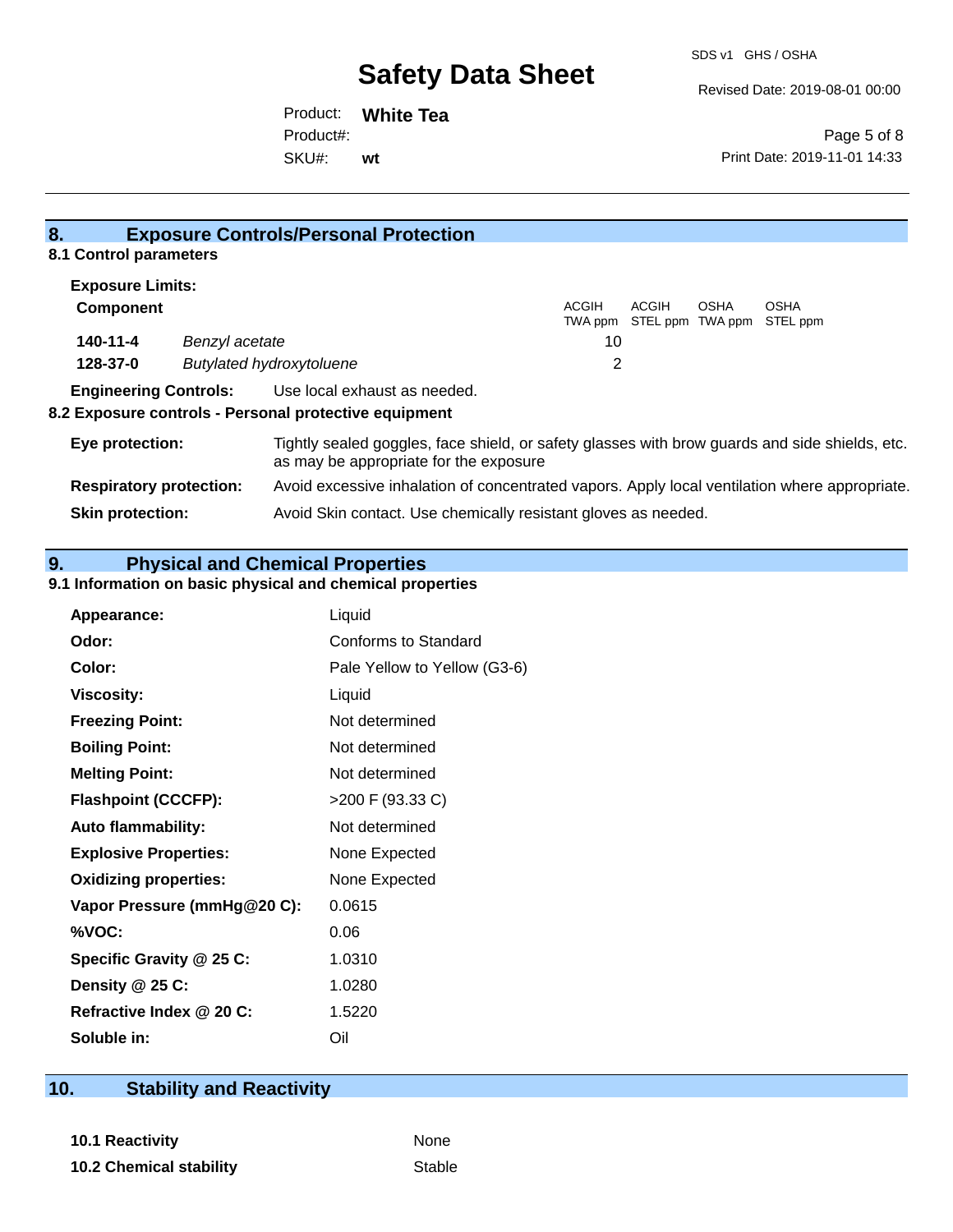## 8. Exposure Controls/Personal Protection

### 8.1 Control parameters

**Exposure Limits:**

| Component | | ACGIH TWA ppm | ACGIH STEL ppm | OSHA TWA ppm | OSHA STEL ppm |
|---|---|---|---|---|---|
| **140-11-4** | *Benzyl acetate* | 10 | | | |
| **128-37-0** | *Butylated hydroxytoluene* | 2 | | | |

**Engineering Controls:** Use local exhaust as needed.

### 8.2 Exposure controls - Personal protective equipment

**Eye protection:** Tightly sealed goggles, face shield, or safety glasses with brow guards and side shields, etc. as may be appropriate for the exposure

**Respiratory protection:** Avoid excessive inhalation of concentrated vapors. Apply local ventilation where appropriate.

**Skin protection:** Avoid Skin contact. Use chemically resistant gloves as needed.

## 9. Physical and Chemical Properties

### 9.1 Information on basic physical and chemical properties

| | |
|---|---|
| **Appearance:** | Liquid |
| **Odor:** | Conforms to Standard |
| **Color:** | Pale Yellow to Yellow (G3-6) |
| **Viscosity:** | Liquid |
| **Freezing Point:** | Not determined |
| **Boiling Point:** | Not determined |
| **Melting Point:** | Not determined |
| **Flashpoint (CCCFP):** | >200 F (93.33 C) |
| **Auto flammability:** | Not determined |
| **Explosive Properties:** | None Expected |
| **Oxidizing properties:** | None Expected |
| **Vapor Pressure (mmHg@20 C):** | 0.0615 |
| **%VOC:** | 0.06 |
| **Specific Gravity @ 25 C:** | 1.0310 |
| **Density @ 25 C:** | 1.0280 |
| **Refractive Index @ 20 C:** | 1.5220 |
| **Soluble in:** | Oil |

## 10. Stability and Reactivity

| | |
|---|---|
| **10.1 Reactivity** | None |
| **10.2 Chemical stability** | Stable |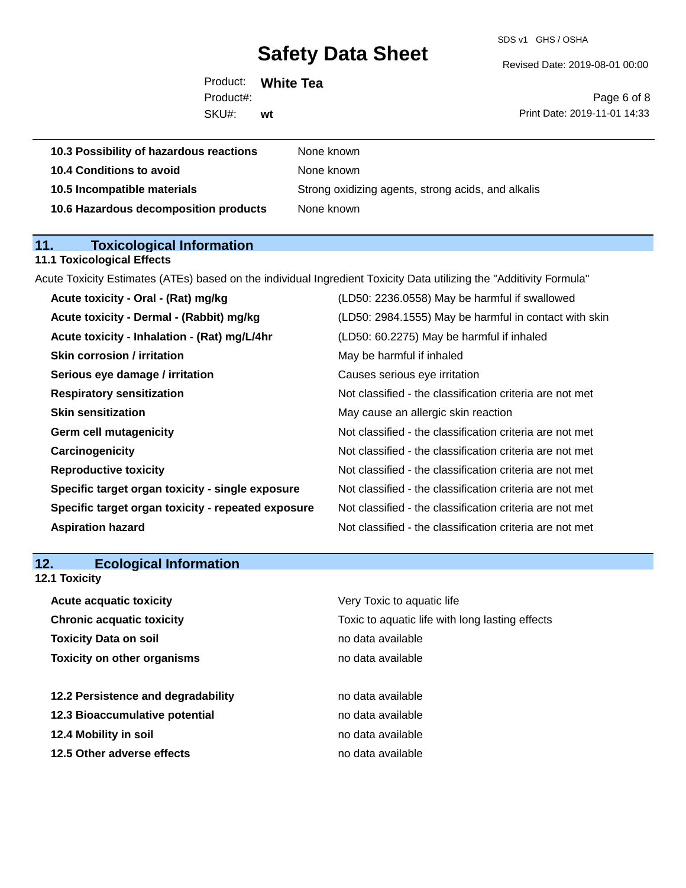| | |
|---|---|
| **10.3 Possibility of hazardous reactions** | None known |
| **10.4 Conditions to avoid** | None known |
| **10.5 Incompatible materials** | Strong oxidizing agents, strong acids, and alkalis |
| **10.6 Hazardous decomposition products** | None known |

## 11. Toxicological Information

### 11.1 Toxicological Effects

Acute Toxicity Estimates (ATEs) based on the individual Ingredient Toxicity Data utilizing the "Additivity Formula"

| | |
|---|---|
| **Acute toxicity - Oral - (Rat) mg/kg** | (LD50: 2236.0558) May be harmful if swallowed |
| **Acute toxicity - Dermal - (Rabbit) mg/kg** | (LD50: 2984.1555) May be harmful in contact with skin |
| **Acute toxicity - Inhalation - (Rat) mg/L/4hr** | (LD50: 60.2275) May be harmful if inhaled |
| **Skin corrosion / irritation** | May be harmful if inhaled |
| **Serious eye damage / irritation** | Causes serious eye irritation |
| **Respiratory sensitization** | Not classified - the classification criteria are not met |
| **Skin sensitization** | May cause an allergic skin reaction |
| **Germ cell mutagenicity** | Not classified - the classification criteria are not met |
| **Carcinogenicity** | Not classified - the classification criteria are not met |
| **Reproductive toxicity** | Not classified - the classification criteria are not met |
| **Specific target organ toxicity - single exposure** | Not classified - the classification criteria are not met |
| **Specific target organ toxicity - repeated exposure** | Not classified - the classification criteria are not met |
| **Aspiration hazard** | Not classified - the classification criteria are not met |

## 12. Ecological Information

### 12.1 Toxicity

| | |
|---|---|
| **Acute acquatic toxicity** | Very Toxic to aquatic life |
| **Chronic acquatic toxicity** | Toxic to aquatic life with long lasting effects |
| **Toxicity Data on soil** | no data available |
| **Toxicity on other organisms** | no data available |

| | |
|---|---|
| **12.2 Persistence and degradability** | no data available |
| **12.3 Bioaccumulative potential** | no data available |
| **12.4 Mobility in soil** | no data available |
| **12.5 Other adverse effects** | no data available |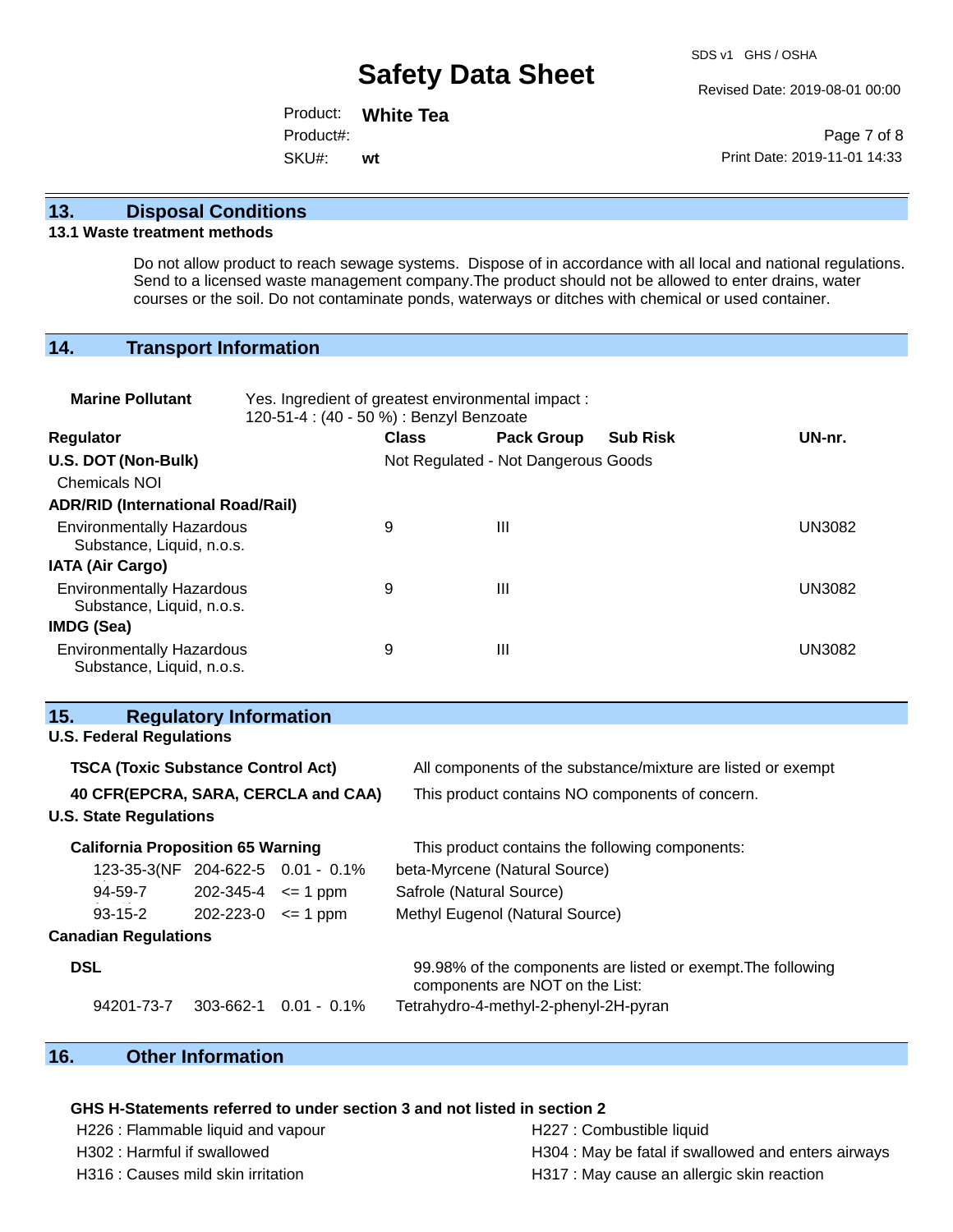## 13. Disposal Conditions

### 13.1 Waste treatment methods

Do not allow product to reach sewage systems. Dispose of in accordance with all local and national regulations. Send to a licensed waste management company.The product should not be allowed to enter drains, water courses or the soil. Do not contaminate ponds, waterways or ditches with chemical or used container.

## 14. Transport Information

**Marine Pollutant** Yes. Ingredient of greatest environmental impact : 120-51-4 : (40 - 50 %) : Benzyl Benzoate

| Regulator | Class | Pack Group | Sub Risk | UN-nr. |
|---|---|---|---|---|
| **U.S. DOT (Non-Bulk)** | Not Regulated - Not Dangerous Goods | | | |
| Chemicals NOI | | | | |
| **ADR/RID (International Road/Rail)** | | | | |
| Environmentally Hazardous Substance, Liquid, n.o.s. | 9 | III | | UN3082 |
| **IATA (Air Cargo)** | | | | |
| Environmentally Hazardous Substance, Liquid, n.o.s. | 9 | III | | UN3082 |
| **IMDG (Sea)** | | | | |
| Environmentally Hazardous Substance, Liquid, n.o.s. | 9 | III | | UN3082 |

## 15. Regulatory Information

**U.S. Federal Regulations**

**TSCA (Toxic Substance Control Act)** All components of the substance/mixture are listed or exempt

**40 CFR(EPCRA, SARA, CERCLA and CAA)** This product contains NO components of concern.

**U.S. State Regulations**

**California Proposition 65 Warning** This product contains the following components:

| | | | |
|---|---|---|---|
| 123-35-3(NF | 204-622-5 | 0.01 - 0.1% | beta-Myrcene (Natural Source) |
| 94-59-7 | 202-345-4 | <= 1 ppm | Safrole (Natural Source) |
| 93-15-2 | 202-223-0 | <= 1 ppm | Methyl Eugenol (Natural Source) |

**Canadian Regulations**

**DSL** 99.98% of the components are listed or exempt.The following components are NOT on the List:

| | | | |
|---|---|---|---|
| 94201-73-7 | 303-662-1 | 0.01 - 0.1% | Tetrahydro-4-methyl-2-phenyl-2H-pyran |

## 16. Other Information

**GHS H-Statements referred to under section 3 and not listed in section 2**

H226 : Flammable liquid and vapour
H227 : Combustible liquid
H302 : Harmful if swallowed
H304 : May be fatal if swallowed and enters airways
H316 : Causes mild skin irritation
H317 : May cause an allergic skin reaction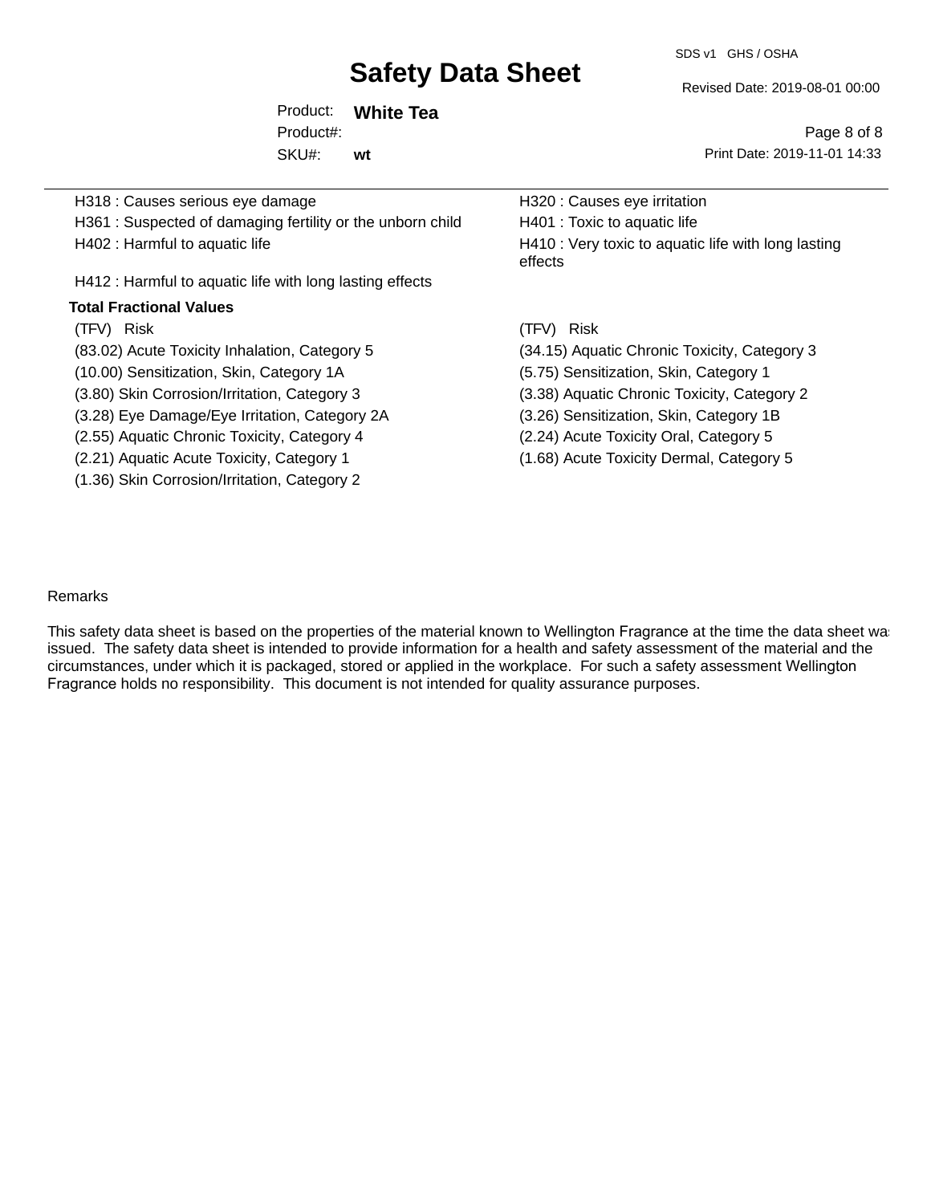H318 : Causes serious eye damage

H320 : Causes eye irritation

H361 : Suspected of damaging fertility or the unborn child

H401 : Toxic to aquatic life

H402 : Harmful to aquatic life

H410 : Very toxic to aquatic life with long lasting effects

H412 : Harmful to aquatic life with long lasting effects

**Total Fractional Values**

| (TFV) Risk | (TFV) Risk |
| --- | --- |
| (83.02) Acute Toxicity Inhalation, Category 5 | (34.15) Aquatic Chronic Toxicity, Category 3 |
| (10.00) Sensitization, Skin, Category 1A | (5.75) Sensitization, Skin, Category 1 |
| (3.80) Skin Corrosion/Irritation, Category 3 | (3.38) Aquatic Chronic Toxicity, Category 2 |
| (3.28) Eye Damage/Eye Irritation, Category 2A | (3.26) Sensitization, Skin, Category 1B |
| (2.55) Aquatic Chronic Toxicity, Category 4 | (2.24) Acute Toxicity Oral, Category 5 |
| (2.21) Aquatic Acute Toxicity, Category 1 | (1.68) Acute Toxicity Dermal, Category 5 |
| (1.36) Skin Corrosion/Irritation, Category 2 | |

Remarks

This safety data sheet is based on the properties of the material known to Wellington Fragrance at the time the data sheet was issued. The safety data sheet is intended to provide information for a health and safety assessment of the material and the circumstances, under which it is packaged, stored or applied in the workplace. For such a safety assessment Wellington Fragrance holds no responsibility. This document is not intended for quality assurance purposes.